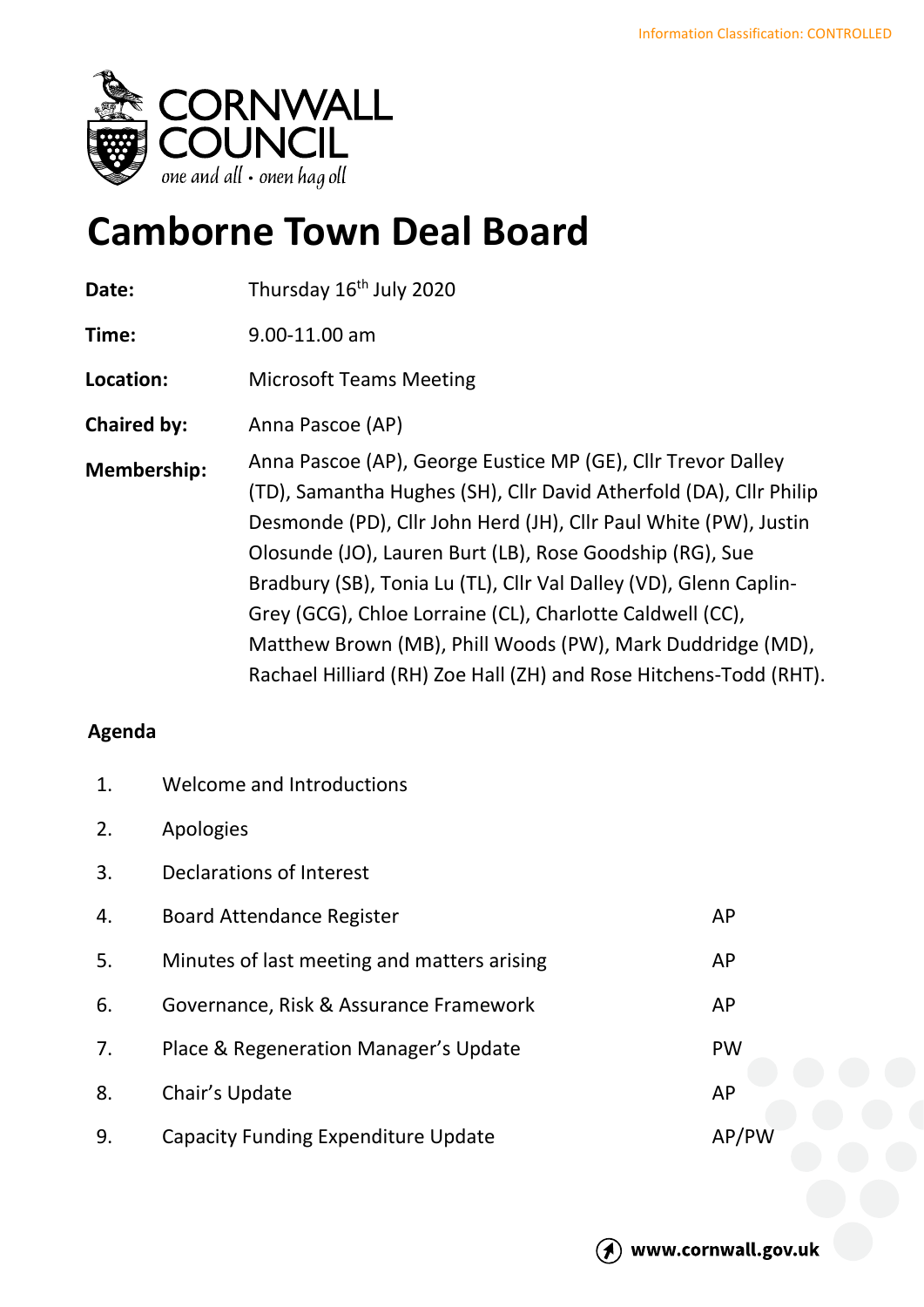Information Classification: CONTROLLED

CORNWALL COUNCIL
*one and all • onen hag oll*

# Camborne Town Deal Board

| | |
|---|---|
| **Date:** | Thursday 16th July 2020 |
| **Time:** | 9.00-11.00 am |
| **Location:** | Microsoft Teams Meeting |
| **Chaired by:** | Anna Pascoe (AP) |
| **Membership:** | Anna Pascoe (AP), George Eustice MP (GE), Cllr Trevor Dalley (TD), Samantha Hughes (SH), Cllr David Atherfold (DA), Cllr Philip Desmonde (PD), Cllr John Herd (JH), Cllr Paul White (PW), Justin Olosunde (JO), Lauren Burt (LB), Rose Goodship (RG), Sue Bradbury (SB), Tonia Lu (TL), Cllr Val Dalley (VD), Glenn Caplin-Grey (GCG), Chloe Lorraine (CL), Charlotte Caldwell (CC), Matthew Brown (MB), Phill Woods (PW), Mark Duddridge (MD), Rachael Hilliard (RH) Zoe Hall (ZH) and Rose Hitchens-Todd (RHT). |

## Agenda

| | | |
|---|---|---|
| 1. | Welcome and Introductions | |
| 2. | Apologies | |
| 3. | Declarations of Interest | |
| 4. | Board Attendance Register | AP |
| 5. | Minutes of last meeting and matters arising | AP |
| 6. | Governance, Risk & Assurance Framework | AP |
| 7. | Place & Regeneration Manager's Update | PW |
| 8. | Chair's Update | AP |
| 9. | Capacity Funding Expenditure Update | AP/PW |

www.cornwall.gov.uk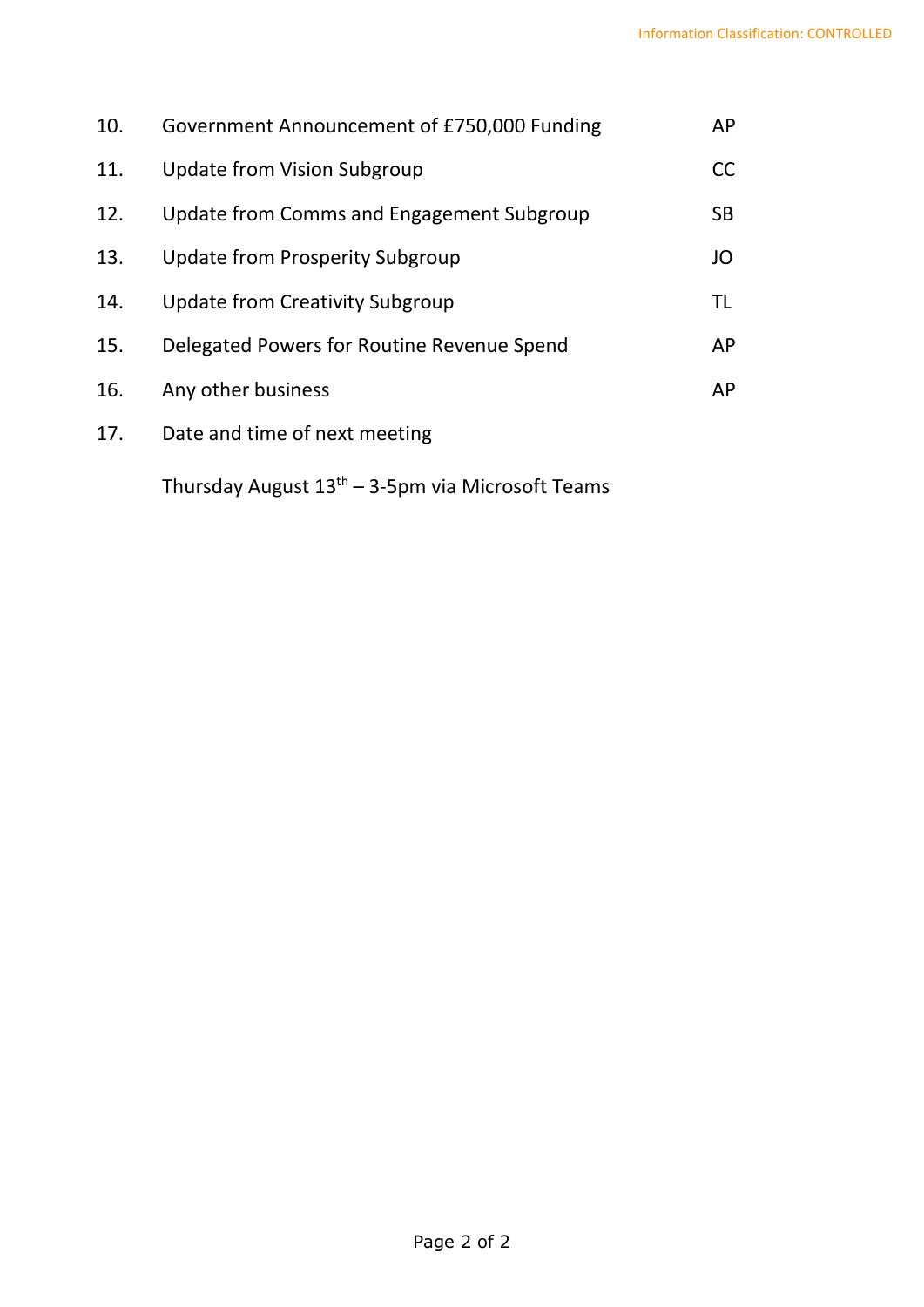| | | |
|---|---|---|
| 10. | Government Announcement of £750,000 Funding | AP |
| 11. | Update from Vision Subgroup | CC |
| 12. | Update from Comms and Engagement Subgroup | SB |
| 13. | Update from Prosperity Subgroup | JO |
| 14. | Update from Creativity Subgroup | TL |
| 15. | Delegated Powers for Routine Revenue Spend | AP |
| 16. | Any other business | AP |
| 17. | Date and time of next meeting | |

Thursday August 13th – 3-5pm via Microsoft Teams